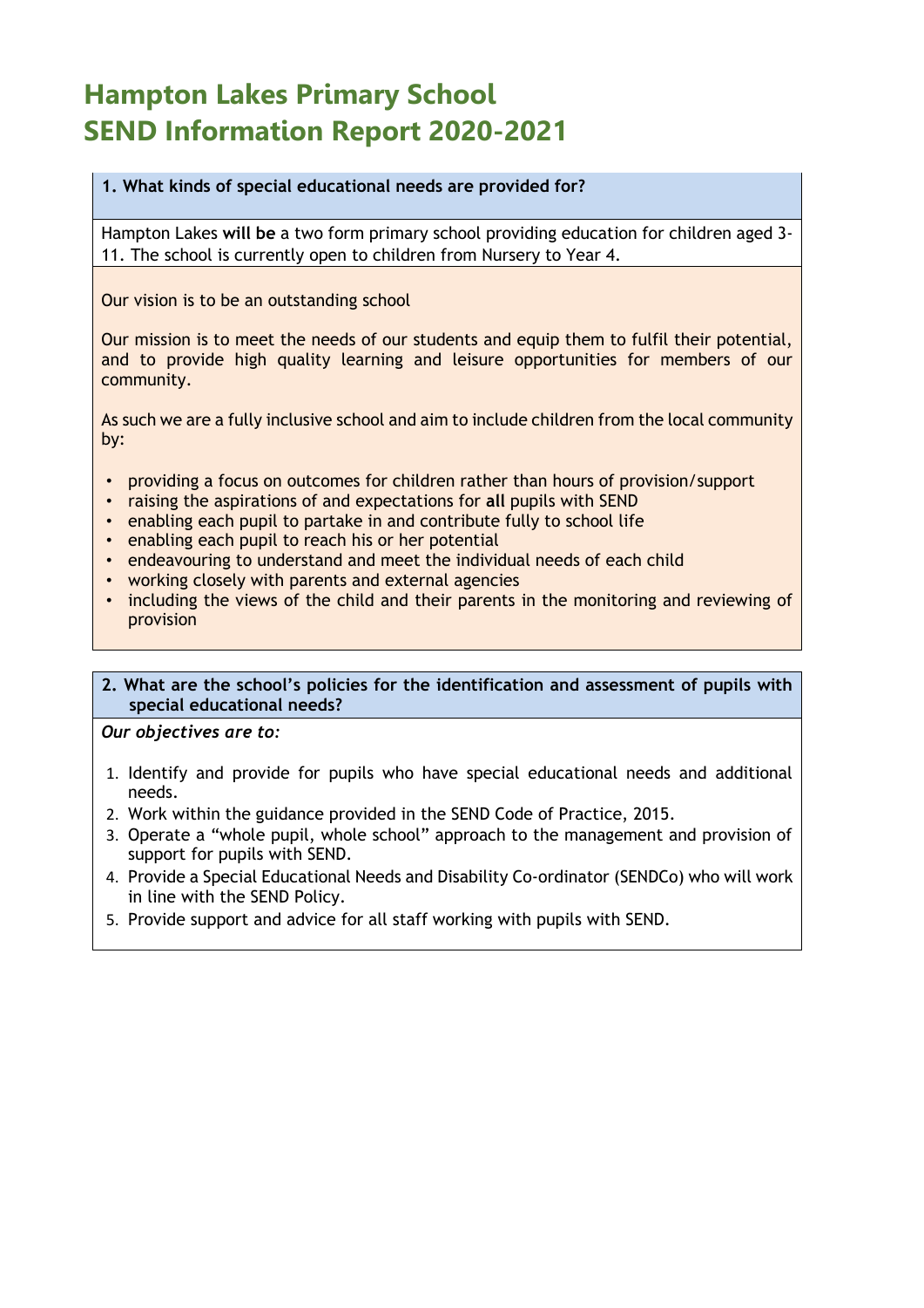# Hampton Lakes Primary School
# SEND Information Report 2020-2021

## 1. What kinds of special educational needs are provided for?

Hampton Lakes **will be** a two form primary school providing education for children aged 3-11. The school is currently open to children from Nursery to Year 4.

Our vision is to be an outstanding school

Our mission is to meet the needs of our students and equip them to fulfil their potential, and to provide high quality learning and leisure opportunities for members of our community.

As such we are a fully inclusive school and aim to include children from the local community by:

- providing a focus on outcomes for children rather than hours of provision/support
- raising the aspirations of and expectations for **all** pupils with SEND
- enabling each pupil to partake in and contribute fully to school life
- enabling each pupil to reach his or her potential
- endeavouring to understand and meet the individual needs of each child
- working closely with parents and external agencies
- including the views of the child and their parents in the monitoring and reviewing of provision

## 2. What are the school's policies for the identification and assessment of pupils with special educational needs?

*Our objectives are to:*

1. Identify and provide for pupils who have special educational needs and additional needs.
2. Work within the guidance provided in the SEND Code of Practice, 2015.
3. Operate a "whole pupil, whole school" approach to the management and provision of support for pupils with SEND.
4. Provide a Special Educational Needs and Disability Co-ordinator (SENDCo) who will work in line with the SEND Policy.
5. Provide support and advice for all staff working with pupils with SEND.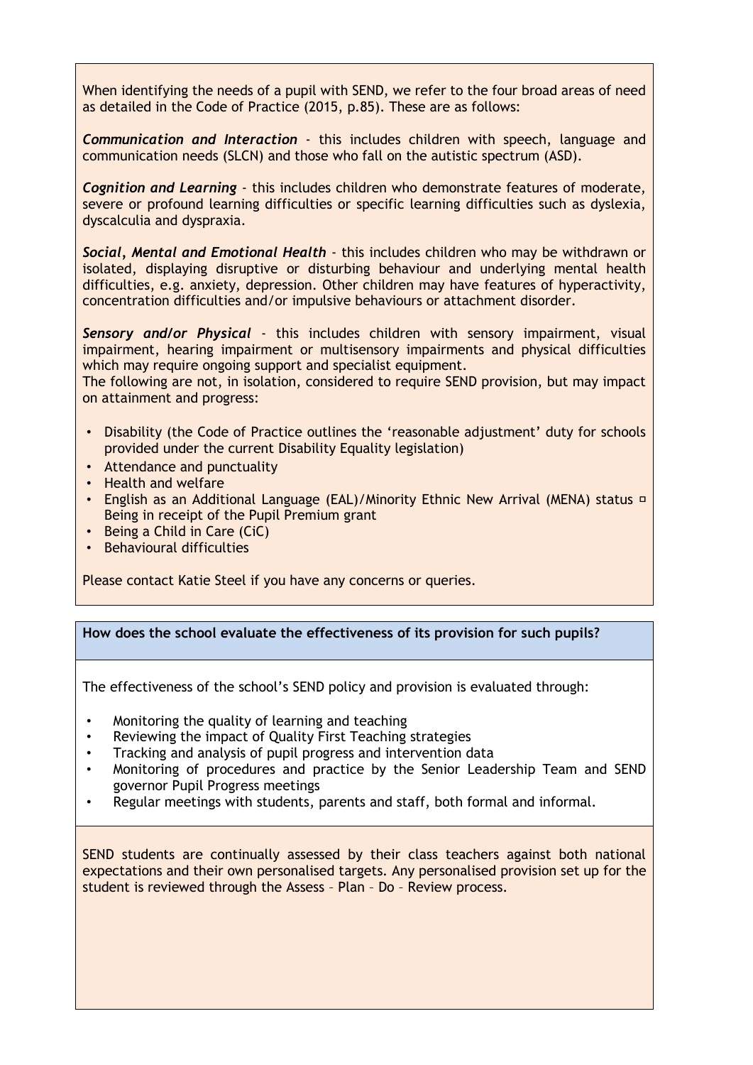When identifying the needs of a pupil with SEND, we refer to the four broad areas of need as detailed in the Code of Practice (2015, p.85). These are as follows:

***Communication and Interaction*** - this includes children with speech, language and communication needs (SLCN) and those who fall on the autistic spectrum (ASD).

***Cognition and Learning*** - this includes children who demonstrate features of moderate, severe or profound learning difficulties or specific learning difficulties such as dyslexia, dyscalculia and dyspraxia.

***Social, Mental and Emotional Health*** - this includes children who may be withdrawn or isolated, displaying disruptive or disturbing behaviour and underlying mental health difficulties, e.g. anxiety, depression. Other children may have features of hyperactivity, concentration difficulties and/or impulsive behaviours or attachment disorder.

***Sensory and/or Physical*** - this includes children with sensory impairment, visual impairment, hearing impairment or multisensory impairments and physical difficulties which may require ongoing support and specialist equipment.
The following are not, in isolation, considered to require SEND provision, but may impact on attainment and progress:

- Disability (the Code of Practice outlines the 'reasonable adjustment' duty for schools provided under the current Disability Equality legislation)
- Attendance and punctuality
- Health and welfare
- English as an Additional Language (EAL)/Minority Ethnic New Arrival (MENA) status
- Being in receipt of the Pupil Premium grant
- Being a Child in Care (CiC)
- Behavioural difficulties

Please contact Katie Steel if you have any concerns or queries.

**How does the school evaluate the effectiveness of its provision for such pupils?**

The effectiveness of the school's SEND policy and provision is evaluated through:

- Monitoring the quality of learning and teaching
- Reviewing the impact of Quality First Teaching strategies
- Tracking and analysis of pupil progress and intervention data
- Monitoring of procedures and practice by the Senior Leadership Team and SEND governor Pupil Progress meetings
- Regular meetings with students, parents and staff, both formal and informal.

SEND students are continually assessed by their class teachers against both national expectations and their own personalised targets. Any personalised provision set up for the student is reviewed through the Assess – Plan – Do – Review process.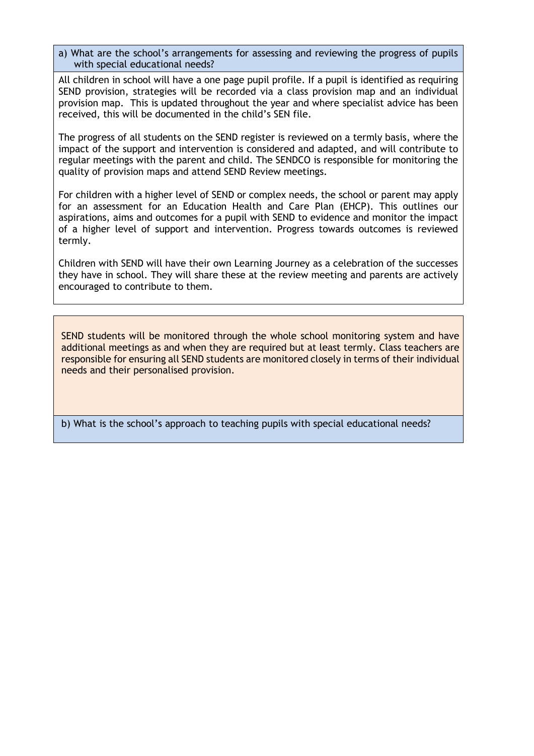## a) What are the school's arrangements for assessing and reviewing the progress of pupils with special educational needs?

All children in school will have a one page pupil profile. If a pupil is identified as requiring SEND provision, strategies will be recorded via a class provision map and an individual provision map. This is updated throughout the year and where specialist advice has been received, this will be documented in the child's SEN file.

The progress of all students on the SEND register is reviewed on a termly basis, where the impact of the support and intervention is considered and adapted, and will contribute to regular meetings with the parent and child. The SENDCO is responsible for monitoring the quality of provision maps and attend SEND Review meetings.

For children with a higher level of SEND or complex needs, the school or parent may apply for an assessment for an Education Health and Care Plan (EHCP). This outlines our aspirations, aims and outcomes for a pupil with SEND to evidence and monitor the impact of a higher level of support and intervention. Progress towards outcomes is reviewed termly.

Children with SEND will have their own Learning Journey as a celebration of the successes they have in school. They will share these at the review meeting and parents are actively encouraged to contribute to them.

SEND students will be monitored through the whole school monitoring system and have additional meetings as and when they are required but at least termly. Class teachers are responsible for ensuring all SEND students are monitored closely in terms of their individual needs and their personalised provision.

## b) What is the school's approach to teaching pupils with special educational needs?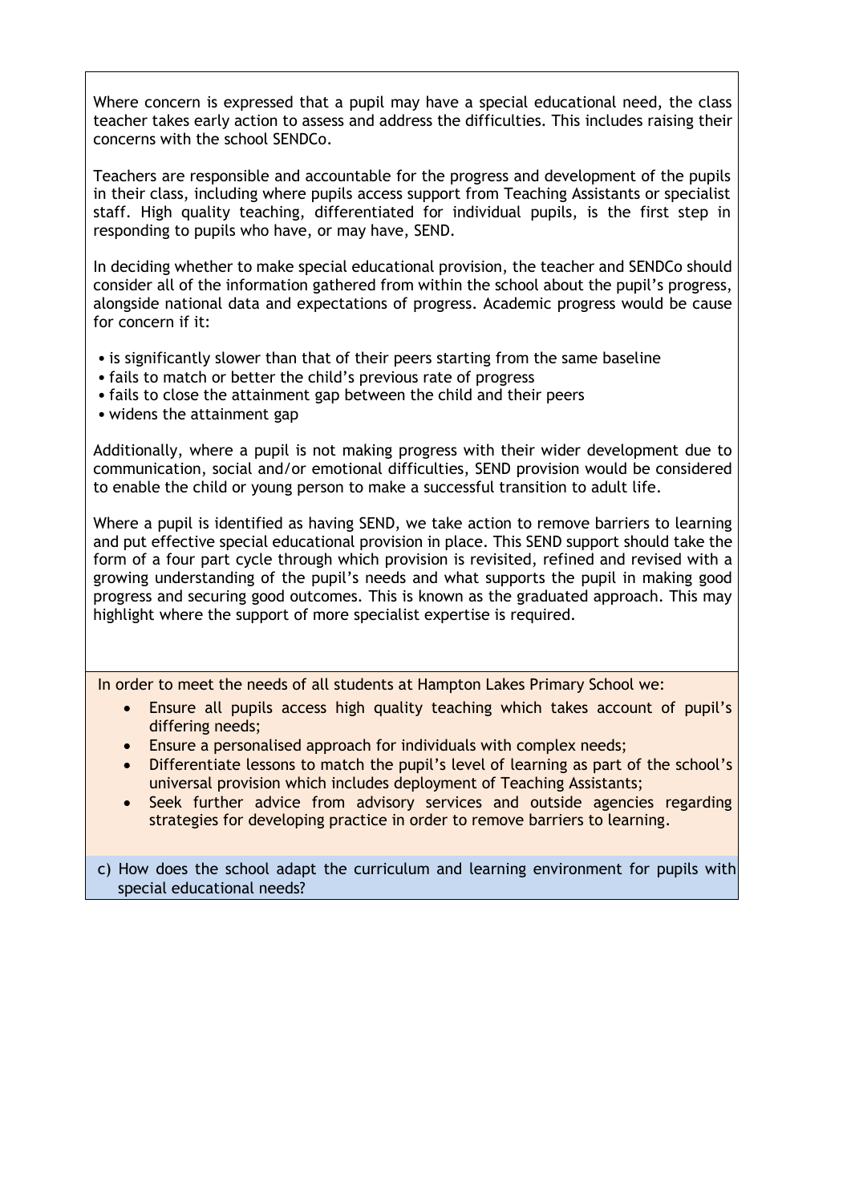Where concern is expressed that a pupil may have a special educational need, the class teacher takes early action to assess and address the difficulties. This includes raising their concerns with the school SENDCo.

Teachers are responsible and accountable for the progress and development of the pupils in their class, including where pupils access support from Teaching Assistants or specialist staff. High quality teaching, differentiated for individual pupils, is the first step in responding to pupils who have, or may have, SEND.

In deciding whether to make special educational provision, the teacher and SENDCo should consider all of the information gathered from within the school about the pupil's progress, alongside national data and expectations of progress. Academic progress would be cause for concern if it:

- is significantly slower than that of their peers starting from the same baseline
- fails to match or better the child's previous rate of progress
- fails to close the attainment gap between the child and their peers
- widens the attainment gap

Additionally, where a pupil is not making progress with their wider development due to communication, social and/or emotional difficulties, SEND provision would be considered to enable the child or young person to make a successful transition to adult life.

Where a pupil is identified as having SEND, we take action to remove barriers to learning and put effective special educational provision in place. This SEND support should take the form of a four part cycle through which provision is revisited, refined and revised with a growing understanding of the pupil's needs and what supports the pupil in making good progress and securing good outcomes. This is known as the graduated approach. This may highlight where the support of more specialist expertise is required.

In order to meet the needs of all students at Hampton Lakes Primary School we:

- Ensure all pupils access high quality teaching which takes account of pupil's differing needs;
- Ensure a personalised approach for individuals with complex needs;
- Differentiate lessons to match the pupil's level of learning as part of the school's universal provision which includes deployment of Teaching Assistants;
- Seek further advice from advisory services and outside agencies regarding strategies for developing practice in order to remove barriers to learning.

c) How does the school adapt the curriculum and learning environment for pupils with special educational needs?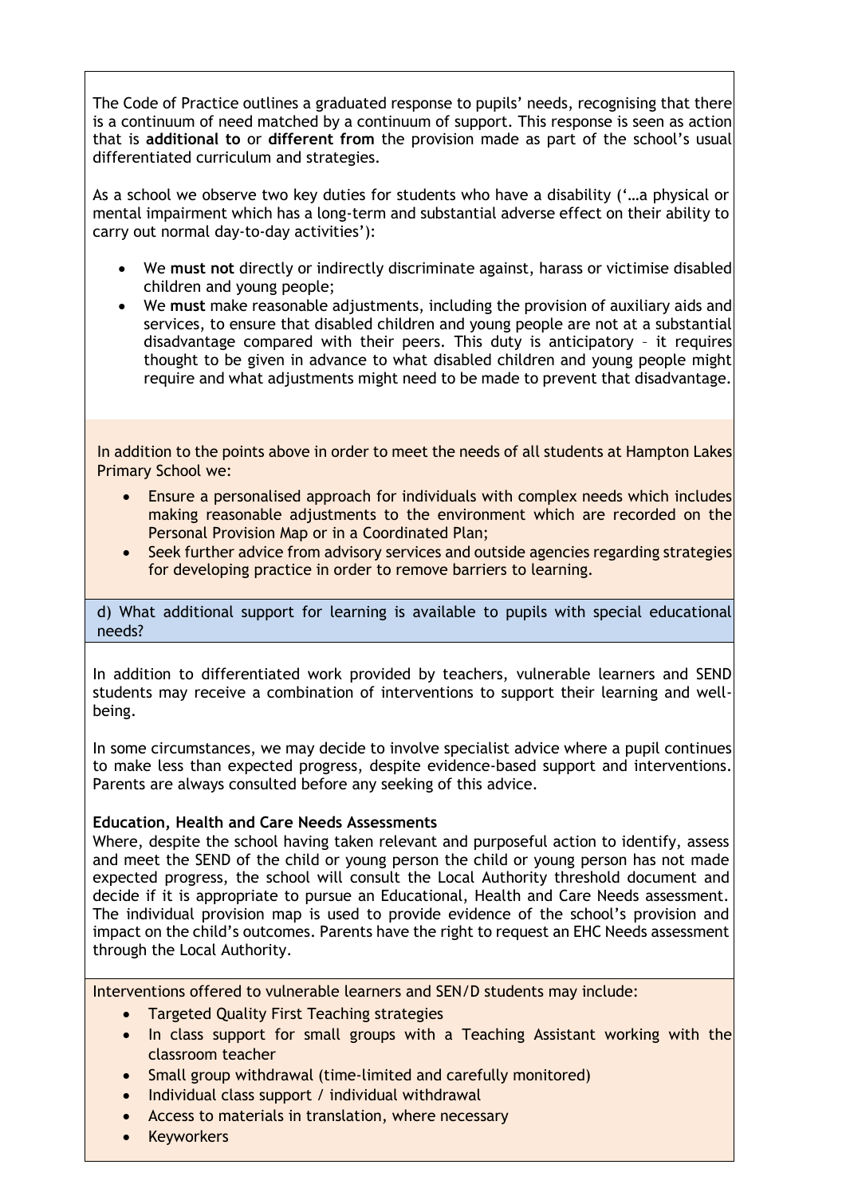The Code of Practice outlines a graduated response to pupils' needs, recognising that there is a continuum of need matched by a continuum of support. This response is seen as action that is **additional to** or **different from** the provision made as part of the school's usual differentiated curriculum and strategies.

As a school we observe two key duties for students who have a disability ('…a physical or mental impairment which has a long-term and substantial adverse effect on their ability to carry out normal day-to-day activities'):

- We **must not** directly or indirectly discriminate against, harass or victimise disabled children and young people;
- We **must** make reasonable adjustments, including the provision of auxiliary aids and services, to ensure that disabled children and young people are not at a substantial disadvantage compared with their peers. This duty is anticipatory – it requires thought to be given in advance to what disabled children and young people might require and what adjustments might need to be made to prevent that disadvantage.

In addition to the points above in order to meet the needs of all students at Hampton Lakes Primary School we:

- Ensure a personalised approach for individuals with complex needs which includes making reasonable adjustments to the environment which are recorded on the Personal Provision Map or in a Coordinated Plan;
- Seek further advice from advisory services and outside agencies regarding strategies for developing practice in order to remove barriers to learning.

d) What additional support for learning is available to pupils with special educational needs?

In addition to differentiated work provided by teachers, vulnerable learners and SEND students may receive a combination of interventions to support their learning and well-being.

In some circumstances, we may decide to involve specialist advice where a pupil continues to make less than expected progress, despite evidence-based support and interventions. Parents are always consulted before any seeking of this advice.

**Education, Health and Care Needs Assessments**

Where, despite the school having taken relevant and purposeful action to identify, assess and meet the SEND of the child or young person the child or young person has not made expected progress, the school will consult the Local Authority threshold document and decide if it is appropriate to pursue an Educational, Health and Care Needs assessment. The individual provision map is used to provide evidence of the school's provision and impact on the child's outcomes. Parents have the right to request an EHC Needs assessment through the Local Authority.

Interventions offered to vulnerable learners and SEN/D students may include:

- Targeted Quality First Teaching strategies
- In class support for small groups with a Teaching Assistant working with the classroom teacher
- Small group withdrawal (time-limited and carefully monitored)
- Individual class support / individual withdrawal
- Access to materials in translation, where necessary
- Keyworkers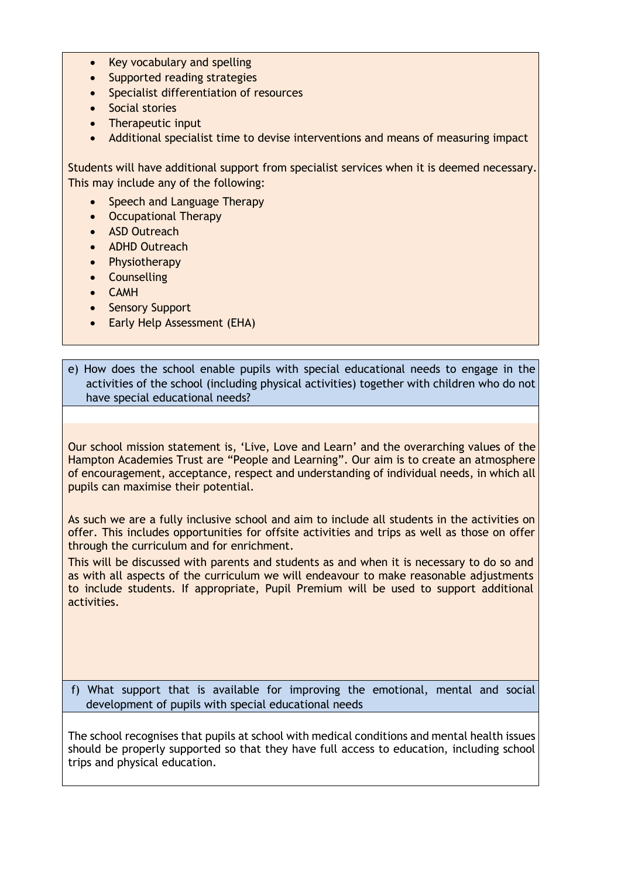- Key vocabulary and spelling
- Supported reading strategies
- Specialist differentiation of resources
- Social stories
- Therapeutic input
- Additional specialist time to devise interventions and means of measuring impact

Students will have additional support from specialist services when it is deemed necessary. This may include any of the following:

- Speech and Language Therapy
- Occupational Therapy
- ASD Outreach
- ADHD Outreach
- Physiotherapy
- Counselling
- CAMH
- Sensory Support
- Early Help Assessment (EHA)

e) How does the school enable pupils with special educational needs to engage in the activities of the school (including physical activities) together with children who do not have special educational needs?

Our school mission statement is, 'Live, Love and Learn' and the overarching values of the Hampton Academies Trust are "People and Learning". Our aim is to create an atmosphere of encouragement, acceptance, respect and understanding of individual needs, in which all pupils can maximise their potential.

As such we are a fully inclusive school and aim to include all students in the activities on offer. This includes opportunities for offsite activities and trips as well as those on offer through the curriculum and for enrichment.

This will be discussed with parents and students as and when it is necessary to do so and as with all aspects of the curriculum we will endeavour to make reasonable adjustments to include students. If appropriate, Pupil Premium will be used to support additional activities.

f) What support that is available for improving the emotional, mental and social development of pupils with special educational needs

The school recognises that pupils at school with medical conditions and mental health issues should be properly supported so that they have full access to education, including school trips and physical education.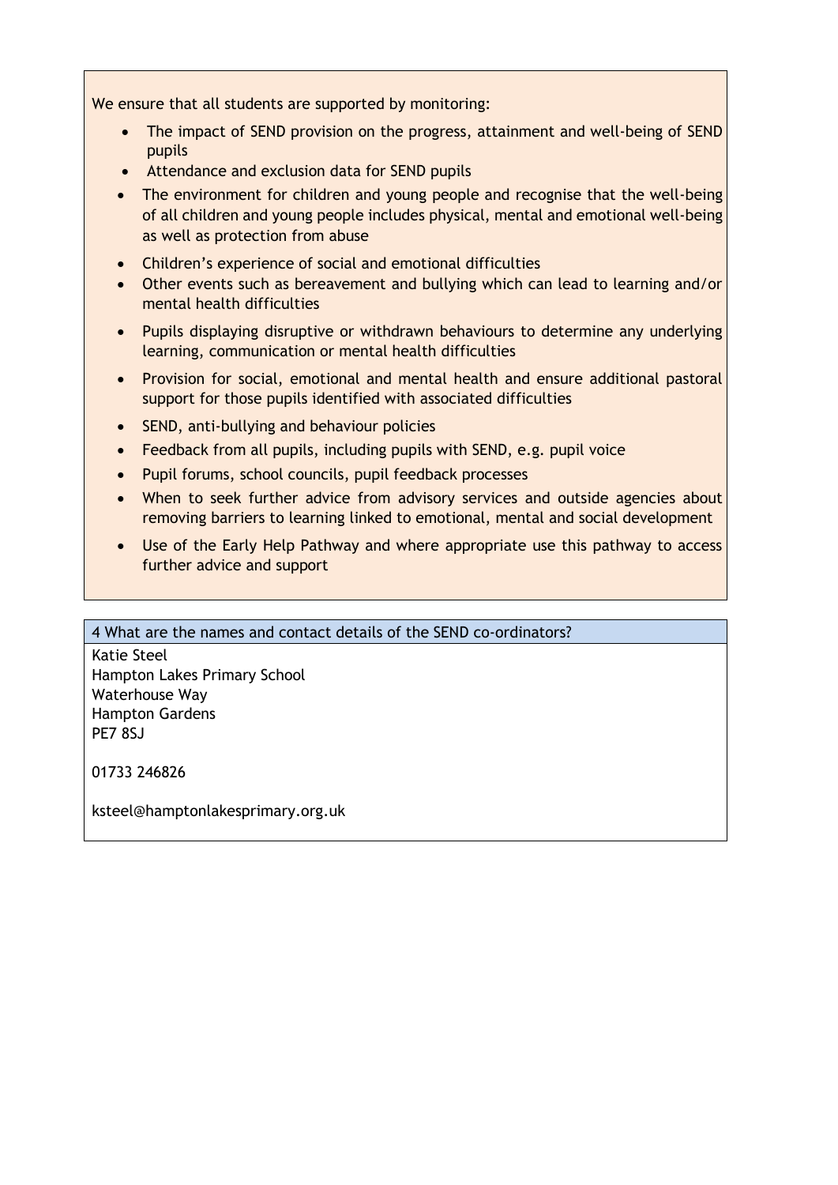We ensure that all students are supported by monitoring:

- The impact of SEND provision on the progress, attainment and well-being of SEND pupils
- Attendance and exclusion data for SEND pupils
- The environment for children and young people and recognise that the well-being of all children and young people includes physical, mental and emotional well-being as well as protection from abuse
- Children's experience of social and emotional difficulties
- Other events such as bereavement and bullying which can lead to learning and/or mental health difficulties
- Pupils displaying disruptive or withdrawn behaviours to determine any underlying learning, communication or mental health difficulties
- Provision for social, emotional and mental health and ensure additional pastoral support for those pupils identified with associated difficulties
- SEND, anti-bullying and behaviour policies
- Feedback from all pupils, including pupils with SEND, e.g. pupil voice
- Pupil forums, school councils, pupil feedback processes
- When to seek further advice from advisory services and outside agencies about removing barriers to learning linked to emotional, mental and social development
- Use of the Early Help Pathway and where appropriate use this pathway to access further advice and support

## 4 What are the names and contact details of the SEND co-ordinators?

Katie Steel
Hampton Lakes Primary School
Waterhouse Way
Hampton Gardens
PE7 8SJ

01733 246826

ksteel@hamptonlakesprimary.org.uk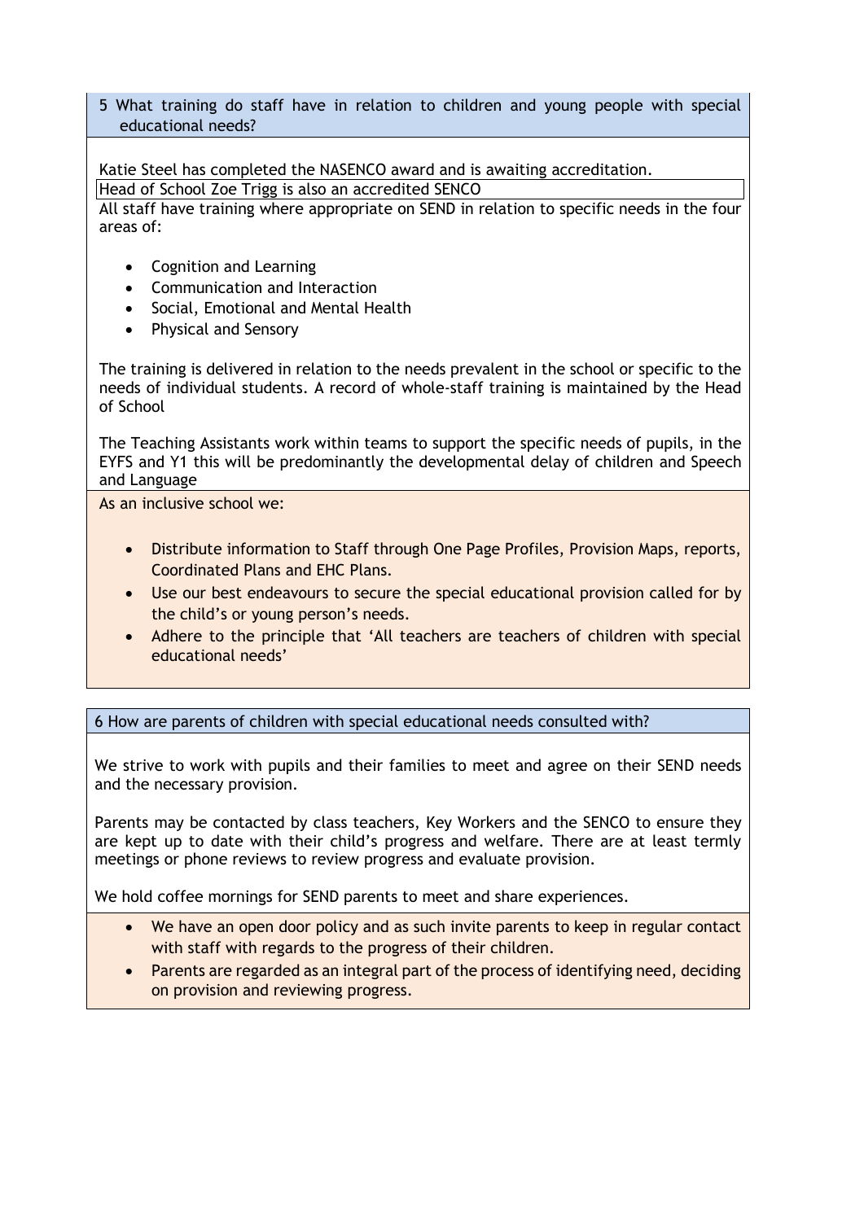## 5 What training do staff have in relation to children and young people with special educational needs?

Katie Steel has completed the NASENCO award and is awaiting accreditation.

Head of School Zoe Trigg is also an accredited SENCO

All staff have training where appropriate on SEND in relation to specific needs in the four areas of:

- Cognition and Learning
- Communication and Interaction
- Social, Emotional and Mental Health
- Physical and Sensory

The training is delivered in relation to the needs prevalent in the school or specific to the needs of individual students. A record of whole-staff training is maintained by the Head of School

The Teaching Assistants work within teams to support the specific needs of pupils, in the EYFS and Y1 this will be predominantly the developmental delay of children and Speech and Language

As an inclusive school we:

- Distribute information to Staff through One Page Profiles, Provision Maps, reports, Coordinated Plans and EHC Plans.
- Use our best endeavours to secure the special educational provision called for by the child's or young person's needs.
- Adhere to the principle that 'All teachers are teachers of children with special educational needs'

## 6 How are parents of children with special educational needs consulted with?

We strive to work with pupils and their families to meet and agree on their SEND needs and the necessary provision.

Parents may be contacted by class teachers, Key Workers and the SENCO to ensure they are kept up to date with their child's progress and welfare. There are at least termly meetings or phone reviews to review progress and evaluate provision.

We hold coffee mornings for SEND parents to meet and share experiences.

- We have an open door policy and as such invite parents to keep in regular contact with staff with regards to the progress of their children.
- Parents are regarded as an integral part of the process of identifying need, deciding on provision and reviewing progress.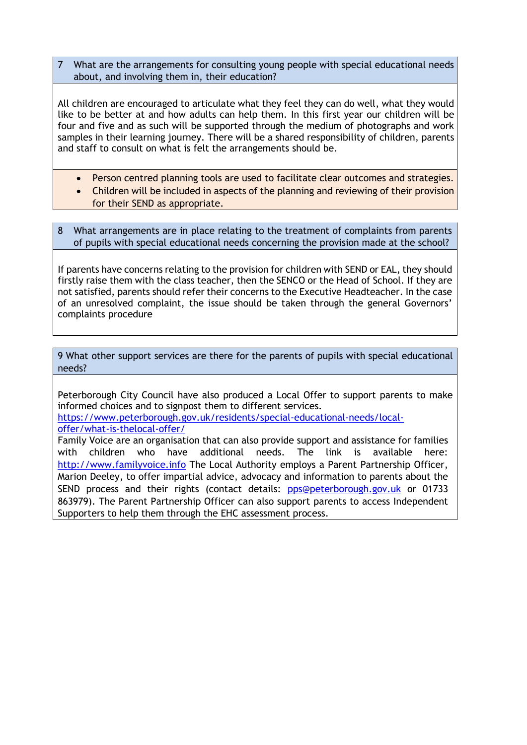## 7 What are the arrangements for consulting young people with special educational needs about, and involving them in, their education?

All children are encouraged to articulate what they feel they can do well, what they would like to be better at and how adults can help them. In this first year our children will be four and five and as such will be supported through the medium of photographs and work samples in their learning journey. There will be a shared responsibility of children, parents and staff to consult on what is felt the arrangements should be.

- Person centred planning tools are used to facilitate clear outcomes and strategies.
- Children will be included in aspects of the planning and reviewing of their provision for their SEND as appropriate.

## 8 What arrangements are in place relating to the treatment of complaints from parents of pupils with special educational needs concerning the provision made at the school?

If parents have concerns relating to the provision for children with SEND or EAL, they should firstly raise them with the class teacher, then the SENCO or the Head of School. If they are not satisfied, parents should refer their concerns to the Executive Headteacher. In the case of an unresolved complaint, the issue should be taken through the general Governors' complaints procedure

## 9 What other support services are there for the parents of pupils with special educational needs?

Peterborough City Council have also produced a Local Offer to support parents to make informed choices and to signpost them to different services.
https://www.peterborough.gov.uk/residents/special-educational-needs/local-offer/what-is-thelocal-offer/
Family Voice are an organisation that can also provide support and assistance for families with children who have additional needs. The link is available here: http://www.familyvoice.info The Local Authority employs a Parent Partnership Officer, Marion Deeley, to offer impartial advice, advocacy and information to parents about the SEND process and their rights (contact details: pps@peterborough.gov.uk or 01733 863979). The Parent Partnership Officer can also support parents to access Independent Supporters to help them through the EHC assessment process.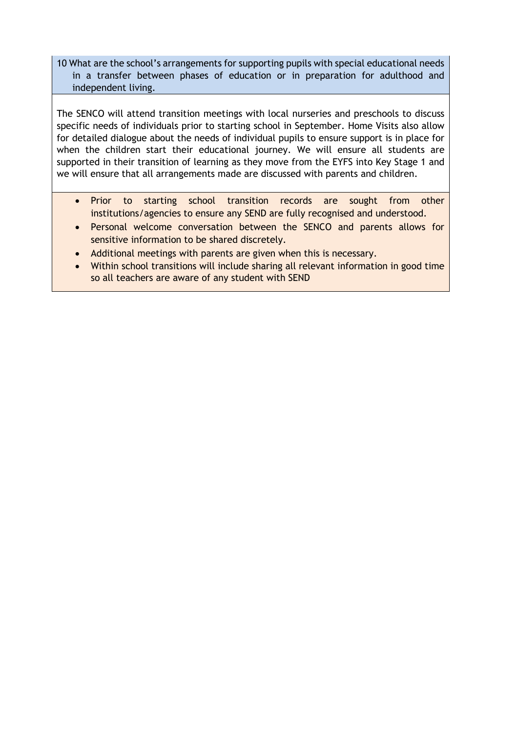### 10 What are the school's arrangements for supporting pupils with special educational needs in a transfer between phases of education or in preparation for adulthood and independent living.

The SENCO will attend transition meetings with local nurseries and preschools to discuss specific needs of individuals prior to starting school in September. Home Visits also allow for detailed dialogue about the needs of individual pupils to ensure support is in place for when the children start their educational journey. We will ensure all students are supported in their transition of learning as they move from the EYFS into Key Stage 1 and we will ensure that all arrangements made are discussed with parents and children.

- Prior to starting school transition records are sought from other institutions/agencies to ensure any SEND are fully recognised and understood.
- Personal welcome conversation between the SENCO and parents allows for sensitive information to be shared discretely.
- Additional meetings with parents are given when this is necessary.
- Within school transitions will include sharing all relevant information in good time so all teachers are aware of any student with SEND